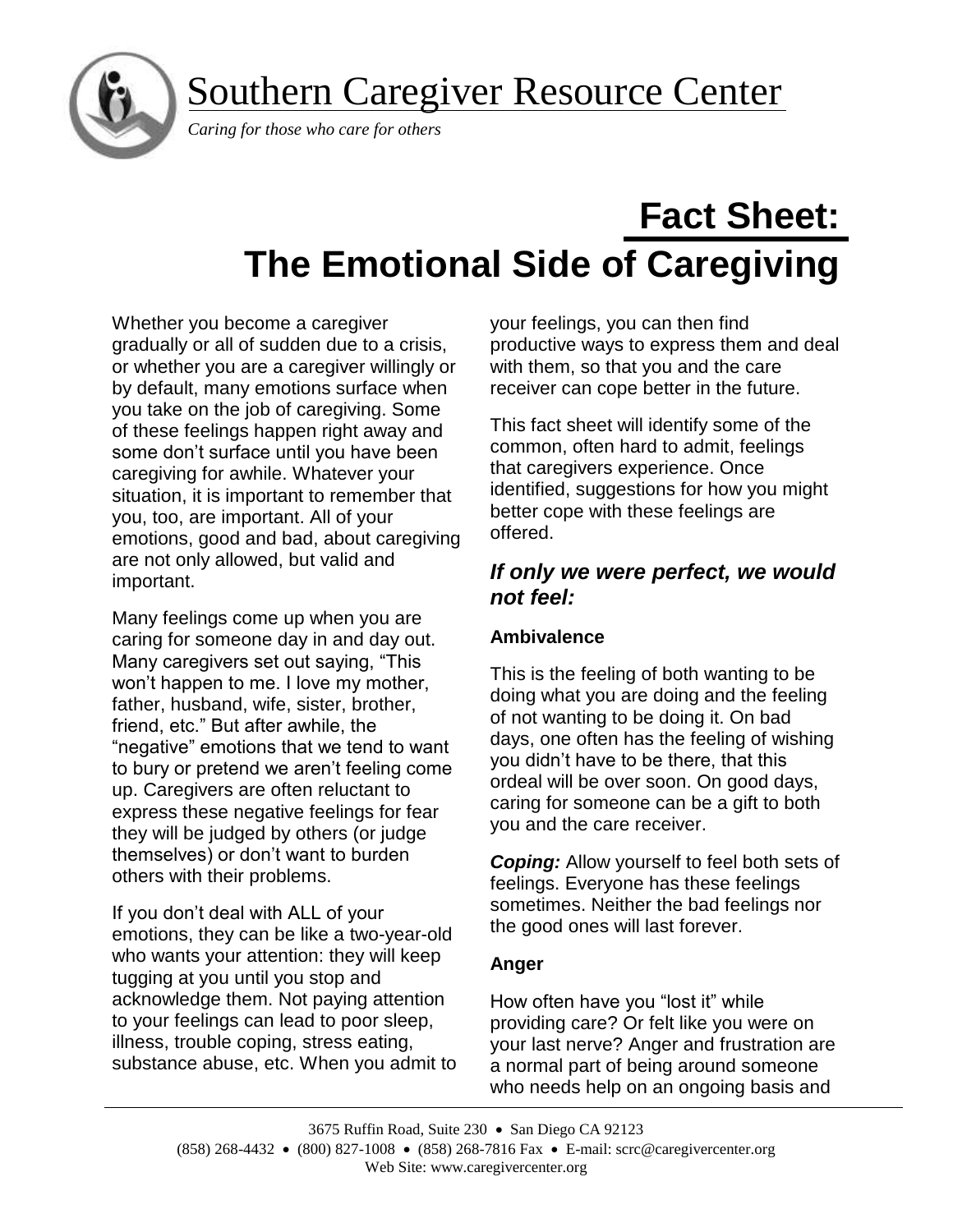# Southern Caregiver Resource Center

*Caring for those who care for others*

# Fact Sheet: The Emotional Side of Caregiving

Whether you become a caregiver gradually or all of sudden due to a crisis, or whether you are a caregiver willingly or by default, many emotions surface when you take on the job of caregiving. Some of these feelings happen right away and some don't surface until you have been caregiving for awhile. Whatever your situation, it is important to remember that you, too, are important. All of your emotions, good and bad, about caregiving are not only allowed, but valid and important.

Many feelings come up when you are caring for someone day in and day out. Many caregivers set out saying, "This won't happen to me. I love my mother, father, husband, wife, sister, brother, friend, etc." But after awhile, the "negative" emotions that we tend to want to bury or pretend we aren't feeling come up. Caregivers are often reluctant to express these negative feelings for fear they will be judged by others (or judge themselves) or don't want to burden others with their problems.

If you don't deal with ALL of your emotions, they can be like a two-year-old who wants your attention: they will keep tugging at you until you stop and acknowledge them. Not paying attention to your feelings can lead to poor sleep, illness, trouble coping, stress eating, substance abuse, etc. When you admit to your feelings, you can then find productive ways to express them and deal with them, so that you and the care receiver can cope better in the future.

This fact sheet will identify some of the common, often hard to admit, feelings that caregivers experience. Once identified, suggestions for how you might better cope with these feelings are offered.

## *If only we were perfect, we would not feel:*

### Ambivalence

This is the feeling of both wanting to be doing what you are doing and the feeling of not wanting to be doing it. On bad days, one often has the feeling of wishing you didn't have to be there, that this ordeal will be over soon. On good days, caring for someone can be a gift to both you and the care receiver.

***Coping:*** Allow yourself to feel both sets of feelings. Everyone has these feelings sometimes. Neither the bad feelings nor the good ones will last forever.

### Anger

How often have you "lost it" while providing care? Or felt like you were on your last nerve? Anger and frustration are a normal part of being around someone who needs help on an ongoing basis and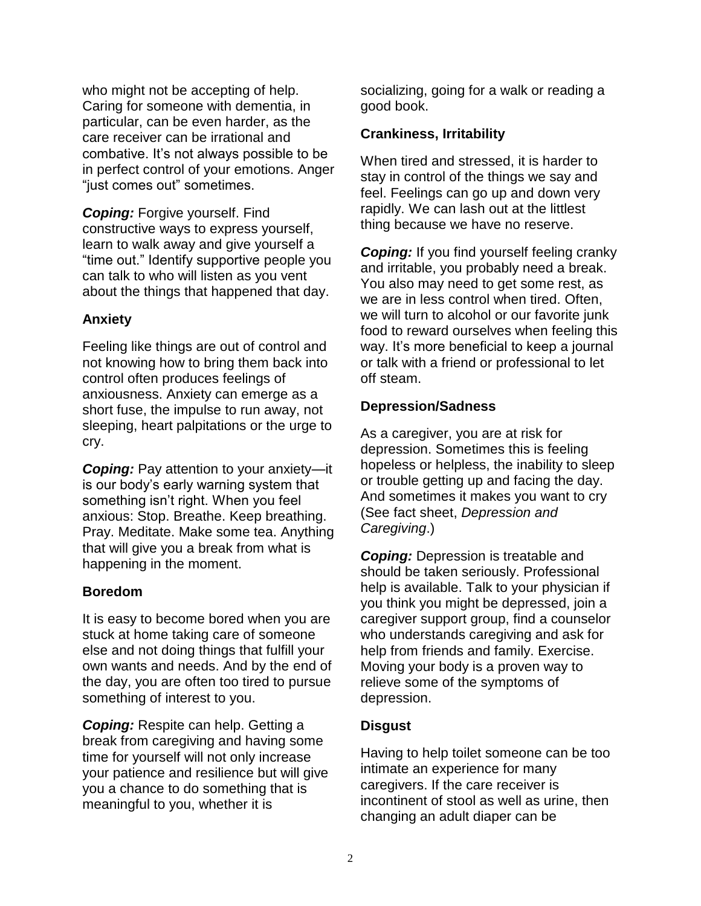who might not be accepting of help. Caring for someone with dementia, in particular, can be even harder, as the care receiver can be irrational and combative. It's not always possible to be in perfect control of your emotions. Anger "just comes out" sometimes.

***Coping:*** Forgive yourself. Find constructive ways to express yourself, learn to walk away and give yourself a "time out." Identify supportive people you can talk to who will listen as you vent about the things that happened that day.

### Anxiety

Feeling like things are out of control and not knowing how to bring them back into control often produces feelings of anxiousness. Anxiety can emerge as a short fuse, the impulse to run away, not sleeping, heart palpitations or the urge to cry.

***Coping:*** Pay attention to your anxiety—it is our body's early warning system that something isn't right. When you feel anxious: Stop. Breathe. Keep breathing. Pray. Meditate. Make some tea. Anything that will give you a break from what is happening in the moment.

### Boredom

It is easy to become bored when you are stuck at home taking care of someone else and not doing things that fulfill your own wants and needs. And by the end of the day, you are often too tired to pursue something of interest to you.

***Coping:*** Respite can help. Getting a break from caregiving and having some time for yourself will not only increase your patience and resilience but will give you a chance to do something that is meaningful to you, whether it is socializing, going for a walk or reading a good book.

### Crankiness, Irritability

When tired and stressed, it is harder to stay in control of the things we say and feel. Feelings can go up and down very rapidly. We can lash out at the littlest thing because we have no reserve.

***Coping:*** If you find yourself feeling cranky and irritable, you probably need a break. You also may need to get some rest, as we are in less control when tired. Often, we will turn to alcohol or our favorite junk food to reward ourselves when feeling this way. It's more beneficial to keep a journal or talk with a friend or professional to let off steam.

### Depression/Sadness

As a caregiver, you are at risk for depression. Sometimes this is feeling hopeless or helpless, the inability to sleep or trouble getting up and facing the day. And sometimes it makes you want to cry (See fact sheet, *Depression and Caregiving*.)

***Coping:*** Depression is treatable and should be taken seriously. Professional help is available. Talk to your physician if you think you might be depressed, join a caregiver support group, find a counselor who understands caregiving and ask for help from friends and family. Exercise. Moving your body is a proven way to relieve some of the symptoms of depression.

### Disgust

Having to help toilet someone can be too intimate an experience for many caregivers. If the care receiver is incontinent of stool as well as urine, then changing an adult diaper can be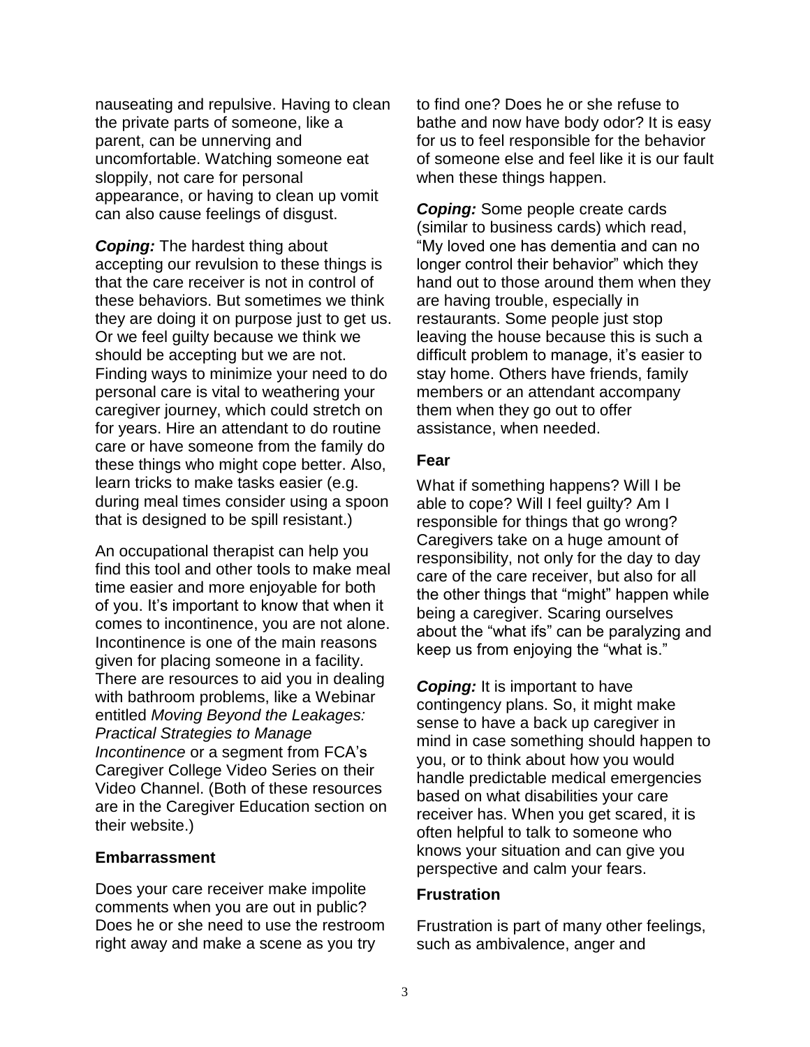nauseating and repulsive. Having to clean the private parts of someone, like a parent, can be unnerving and uncomfortable. Watching someone eat sloppily, not care for personal appearance, or having to clean up vomit can also cause feelings of disgust.

***Coping:*** The hardest thing about accepting our revulsion to these things is that the care receiver is not in control of these behaviors. But sometimes we think they are doing it on purpose just to get us. Or we feel guilty because we think we should be accepting but we are not. Finding ways to minimize your need to do personal care is vital to weathering your caregiver journey, which could stretch on for years. Hire an attendant to do routine care or have someone from the family do these things who might cope better. Also, learn tricks to make tasks easier (e.g. during meal times consider using a spoon that is designed to be spill resistant.)

An occupational therapist can help you find this tool and other tools to make meal time easier and more enjoyable for both of you. It's important to know that when it comes to incontinence, you are not alone. Incontinence is one of the main reasons given for placing someone in a facility. There are resources to aid you in dealing with bathroom problems, like a Webinar entitled *Moving Beyond the Leakages: Practical Strategies to Manage Incontinence* or a segment from FCA's Caregiver College Video Series on their Video Channel. (Both of these resources are in the Caregiver Education section on their website.)

### Embarrassment

Does your care receiver make impolite comments when you are out in public? Does he or she need to use the restroom right away and make a scene as you try to find one? Does he or she refuse to bathe and now have body odor? It is easy for us to feel responsible for the behavior of someone else and feel like it is our fault when these things happen.

***Coping:*** Some people create cards (similar to business cards) which read, "My loved one has dementia and can no longer control their behavior" which they hand out to those around them when they are having trouble, especially in restaurants. Some people just stop leaving the house because this is such a difficult problem to manage, it's easier to stay home. Others have friends, family members or an attendant accompany them when they go out to offer assistance, when needed.

### Fear

What if something happens? Will I be able to cope? Will I feel guilty? Am I responsible for things that go wrong? Caregivers take on a huge amount of responsibility, not only for the day to day care of the care receiver, but also for all the other things that "might" happen while being a caregiver. Scaring ourselves about the "what ifs" can be paralyzing and keep us from enjoying the "what is."

***Coping:*** It is important to have contingency plans. So, it might make sense to have a back up caregiver in mind in case something should happen to you, or to think about how you would handle predictable medical emergencies based on what disabilities your care receiver has. When you get scared, it is often helpful to talk to someone who knows your situation and can give you perspective and calm your fears.

### Frustration

Frustration is part of many other feelings, such as ambivalence, anger and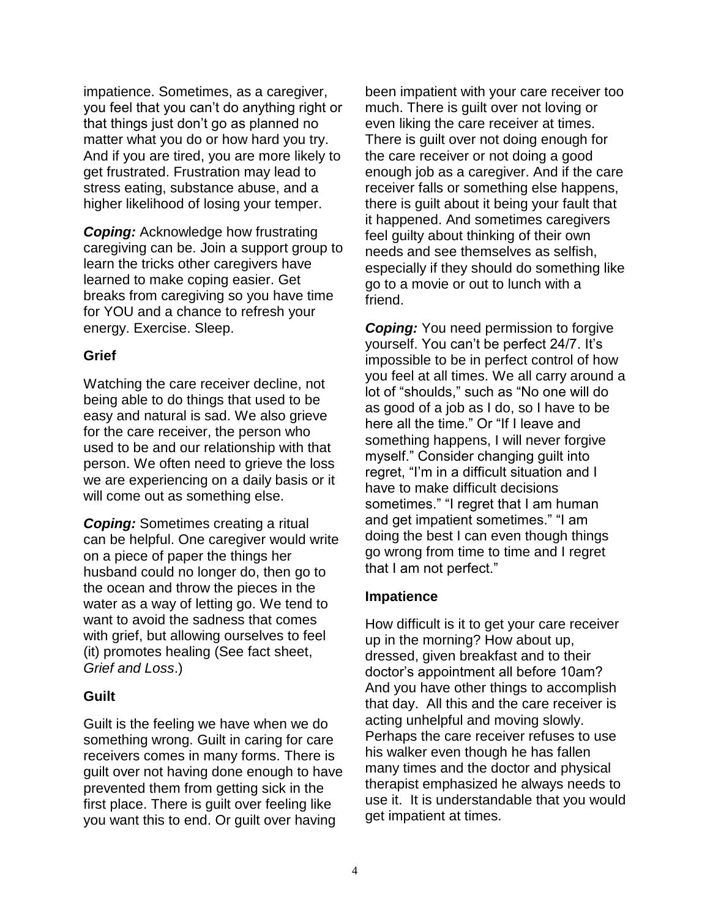impatience. Sometimes, as a caregiver, you feel that you can't do anything right or that things just don't go as planned no matter what you do or how hard you try. And if you are tired, you are more likely to get frustrated. Frustration may lead to stress eating, substance abuse, and a higher likelihood of losing your temper.

***Coping:*** Acknowledge how frustrating caregiving can be. Join a support group to learn the tricks other caregivers have learned to make coping easier. Get breaks from caregiving so you have time for YOU and a chance to refresh your energy. Exercise. Sleep.

**Grief**

Watching the care receiver decline, not being able to do things that used to be easy and natural is sad. We also grieve for the care receiver, the person who used to be and our relationship with that person. We often need to grieve the loss we are experiencing on a daily basis or it will come out as something else.

***Coping:*** Sometimes creating a ritual can be helpful. One caregiver would write on a piece of paper the things her husband could no longer do, then go to the ocean and throw the pieces in the water as a way of letting go. We tend to want to avoid the sadness that comes with grief, but allowing ourselves to feel (it) promotes healing (See fact sheet, *Grief and Loss*.)

**Guilt**

Guilt is the feeling we have when we do something wrong. Guilt in caring for care receivers comes in many forms. There is guilt over not having done enough to have prevented them from getting sick in the first place. There is guilt over feeling like you want this to end. Or guilt over having been impatient with your care receiver too much. There is guilt over not loving or even liking the care receiver at times. There is guilt over not doing enough for the care receiver or not doing a good enough job as a caregiver. And if the care receiver falls or something else happens, there is guilt about it being your fault that it happened. And sometimes caregivers feel guilty about thinking of their own needs and see themselves as selfish, especially if they should do something like go to a movie or out to lunch with a friend.

***Coping:*** You need permission to forgive yourself. You can't be perfect 24/7. It's impossible to be in perfect control of how you feel at all times. We all carry around a lot of "shoulds," such as "No one will do as good of a job as I do, so I have to be here all the time." Or "If I leave and something happens, I will never forgive myself." Consider changing guilt into regret, "I'm in a difficult situation and I have to make difficult decisions sometimes." "I regret that I am human and get impatient sometimes." "I am doing the best I can even though things go wrong from time to time and I regret that I am not perfect."

**Impatience**

How difficult is it to get your care receiver up in the morning? How about up, dressed, given breakfast and to their doctor's appointment all before 10am? And you have other things to accomplish that day. All this and the care receiver is acting unhelpful and moving slowly. Perhaps the care receiver refuses to use his walker even though he has fallen many times and the doctor and physical therapist emphasized he always needs to use it. It is understandable that you would get impatient at times.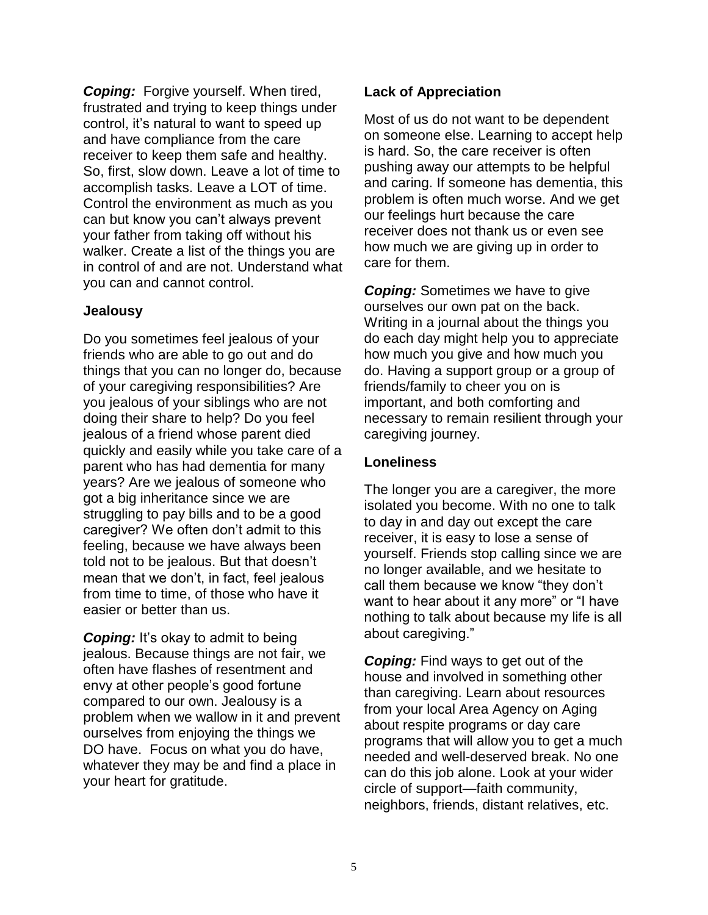***Coping:*** Forgive yourself. When tired, frustrated and trying to keep things under control, it's natural to want to speed up and have compliance from the care receiver to keep them safe and healthy. So, first, slow down. Leave a lot of time to accomplish tasks. Leave a LOT of time. Control the environment as much as you can but know you can't always prevent your father from taking off without his walker. Create a list of the things you are in control of and are not. Understand what you can and cannot control.

**Jealousy**

Do you sometimes feel jealous of your friends who are able to go out and do things that you can no longer do, because of your caregiving responsibilities? Are you jealous of your siblings who are not doing their share to help? Do you feel jealous of a friend whose parent died quickly and easily while you take care of a parent who has had dementia for many years? Are we jealous of someone who got a big inheritance since we are struggling to pay bills and to be a good caregiver? We often don't admit to this feeling, because we have always been told not to be jealous. But that doesn't mean that we don't, in fact, feel jealous from time to time, of those who have it easier or better than us.

***Coping:*** It's okay to admit to being jealous. Because things are not fair, we often have flashes of resentment and envy at other people's good fortune compared to our own. Jealousy is a problem when we wallow in it and prevent ourselves from enjoying the things we DO have. Focus on what you do have, whatever they may be and find a place in your heart for gratitude.

**Lack of Appreciation**

Most of us do not want to be dependent on someone else. Learning to accept help is hard. So, the care receiver is often pushing away our attempts to be helpful and caring. If someone has dementia, this problem is often much worse. And we get our feelings hurt because the care receiver does not thank us or even see how much we are giving up in order to care for them.

***Coping:*** Sometimes we have to give ourselves our own pat on the back. Writing in a journal about the things you do each day might help you to appreciate how much you give and how much you do. Having a support group or a group of friends/family to cheer you on is important, and both comforting and necessary to remain resilient through your caregiving journey.

**Loneliness**

The longer you are a caregiver, the more isolated you become. With no one to talk to day in and day out except the care receiver, it is easy to lose a sense of yourself. Friends stop calling since we are no longer available, and we hesitate to call them because we know "they don't want to hear about it any more" or "I have nothing to talk about because my life is all about caregiving."

***Coping:*** Find ways to get out of the house and involved in something other than caregiving. Learn about resources from your local Area Agency on Aging about respite programs or day care programs that will allow you to get a much needed and well-deserved break. No one can do this job alone. Look at your wider circle of support—faith community, neighbors, friends, distant relatives, etc.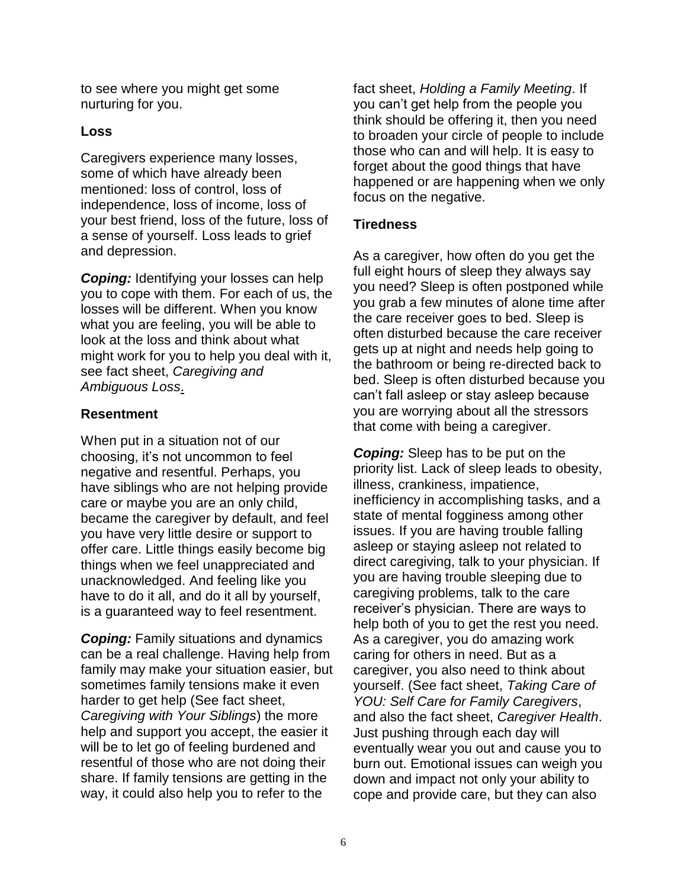to see where you might get some nurturing for you.

### Loss

Caregivers experience many losses, some of which have already been mentioned: loss of control, loss of independence, loss of income, loss of your best friend, loss of the future, loss of a sense of yourself. Loss leads to grief and depression.

***Coping:*** Identifying your losses can help you to cope with them. For each of us, the losses will be different. When you know what you are feeling, you will be able to look at the loss and think about what might work for you to help you deal with it, see fact sheet, *Caregiving and Ambiguous Loss*.

### Resentment

When put in a situation not of our choosing, it's not uncommon to feel negative and resentful. Perhaps, you have siblings who are not helping provide care or maybe you are an only child, became the caregiver by default, and feel you have very little desire or support to offer care. Little things easily become big things when we feel unappreciated and unacknowledged. And feeling like you have to do it all, and do it all by yourself, is a guaranteed way to feel resentment.

***Coping:*** Family situations and dynamics can be a real challenge. Having help from family may make your situation easier, but sometimes family tensions make it even harder to get help (See fact sheet, *Caregiving with Your Siblings*) the more help and support you accept, the easier it will be to let go of feeling burdened and resentful of those who are not doing their share. If family tensions are getting in the way, it could also help you to refer to the fact sheet, *Holding a Family Meeting*. If you can't get help from the people you think should be offering it, then you need to broaden your circle of people to include those who can and will help. It is easy to forget about the good things that have happened or are happening when we only focus on the negative.

### Tiredness

As a caregiver, how often do you get the full eight hours of sleep they always say you need? Sleep is often postponed while you grab a few minutes of alone time after the care receiver goes to bed. Sleep is often disturbed because the care receiver gets up at night and needs help going to the bathroom or being re-directed back to bed. Sleep is often disturbed because you can't fall asleep or stay asleep because you are worrying about all the stressors that come with being a caregiver.

***Coping:*** Sleep has to be put on the priority list. Lack of sleep leads to obesity, illness, crankiness, impatience, inefficiency in accomplishing tasks, and a state of mental fogginess among other issues. If you are having trouble falling asleep or staying asleep not related to direct caregiving, talk to your physician. If you are having trouble sleeping due to caregiving problems, talk to the care receiver's physician. There are ways to help both of you to get the rest you need. As a caregiver, you do amazing work caring for others in need. But as a caregiver, you also need to think about yourself. (See fact sheet, *Taking Care of YOU: Self Care for Family Caregivers*, and also the fact sheet, *Caregiver Health*. Just pushing through each day will eventually wear you out and cause you to burn out. Emotional issues can weigh you down and impact not only your ability to cope and provide care, but they can also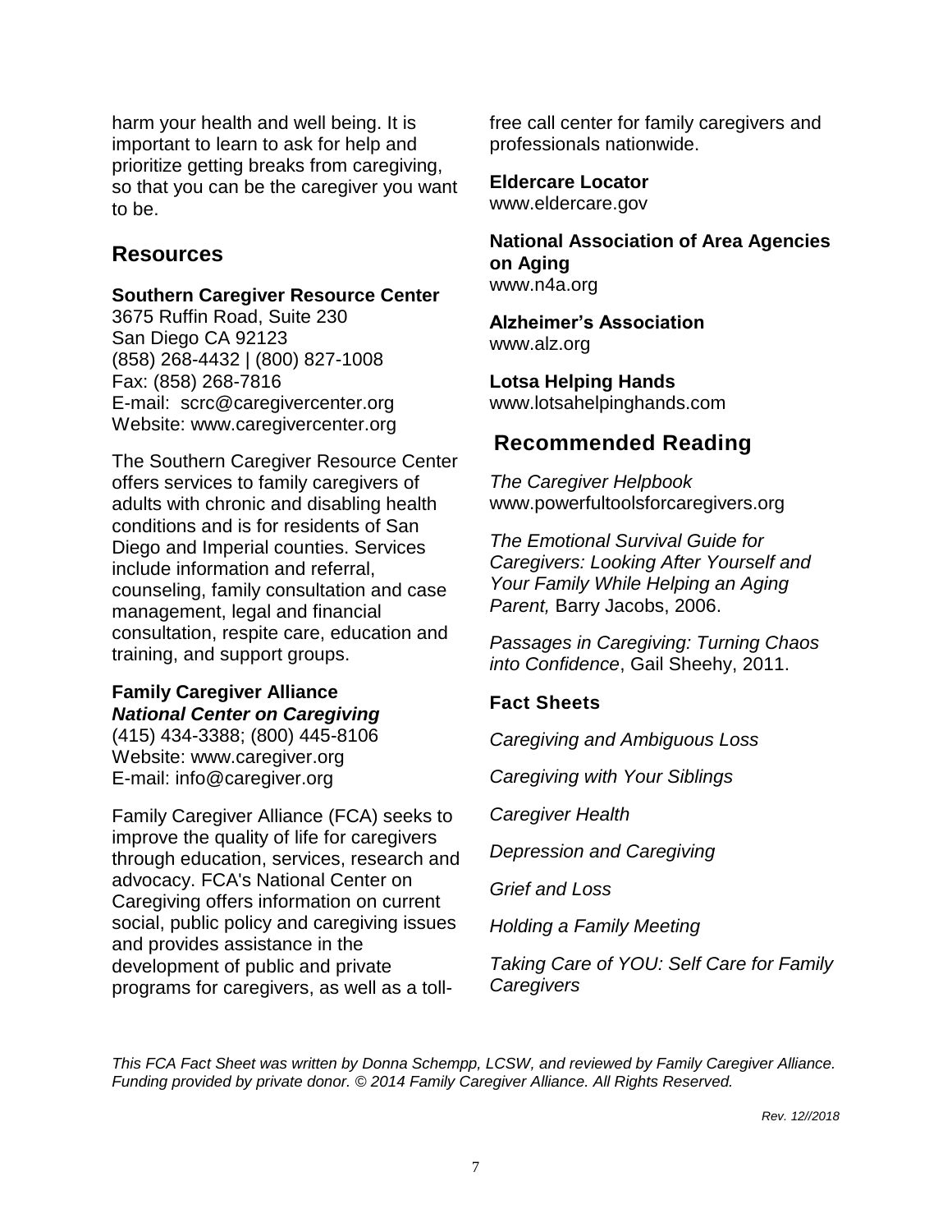harm your health and well being. It is important to learn to ask for help and prioritize getting breaks from caregiving, so that you can be the caregiver you want to be.

## Resources

**Southern Caregiver Resource Center**
3675 Ruffin Road, Suite 230
San Diego CA 92123
(858) 268-4432 | (800) 827-1008
Fax: (858) 268-7816
E-mail: scrc@caregivercenter.org
Website: www.caregivercenter.org

The Southern Caregiver Resource Center offers services to family caregivers of adults with chronic and disabling health conditions and is for residents of San Diego and Imperial counties. Services include information and referral, counseling, family consultation and case management, legal and financial consultation, respite care, education and training, and support groups.

**Family Caregiver Alliance**
***National Center on Caregiving***
(415) 434-3388; (800) 445-8106
Website: www.caregiver.org
E-mail: info@caregiver.org

Family Caregiver Alliance (FCA) seeks to improve the quality of life for caregivers through education, services, research and advocacy. FCA's National Center on Caregiving offers information on current social, public policy and caregiving issues and provides assistance in the development of public and private programs for caregivers, as well as a toll-free call center for family caregivers and professionals nationwide.

**Eldercare Locator**
www.eldercare.gov

**National Association of Area Agencies on Aging**
www.n4a.org

**Alzheimer's Association**
www.alz.org

**Lotsa Helping Hands**
www.lotsahelpinghands.com

## Recommended Reading

*The Caregiver Helpbook*
www.powerfultoolsforcaregivers.org

*The Emotional Survival Guide for Caregivers: Looking After Yourself and Your Family While Helping an Aging Parent,* Barry Jacobs, 2006.

*Passages in Caregiving: Turning Chaos into Confidence*, Gail Sheehy, 2011.

### Fact Sheets

*Caregiving and Ambiguous Loss*

*Caregiving with Your Siblings*

*Caregiver Health*

*Depression and Caregiving*

*Grief and Loss*

*Holding a Family Meeting*

*Taking Care of YOU: Self Care for Family Caregivers*

*This FCA Fact Sheet was written by Donna Schempp, LCSW, and reviewed by Family Caregiver Alliance. Funding provided by private donor. © 2014 Family Caregiver Alliance. All Rights Reserved.*

*Rev. 12//2018*